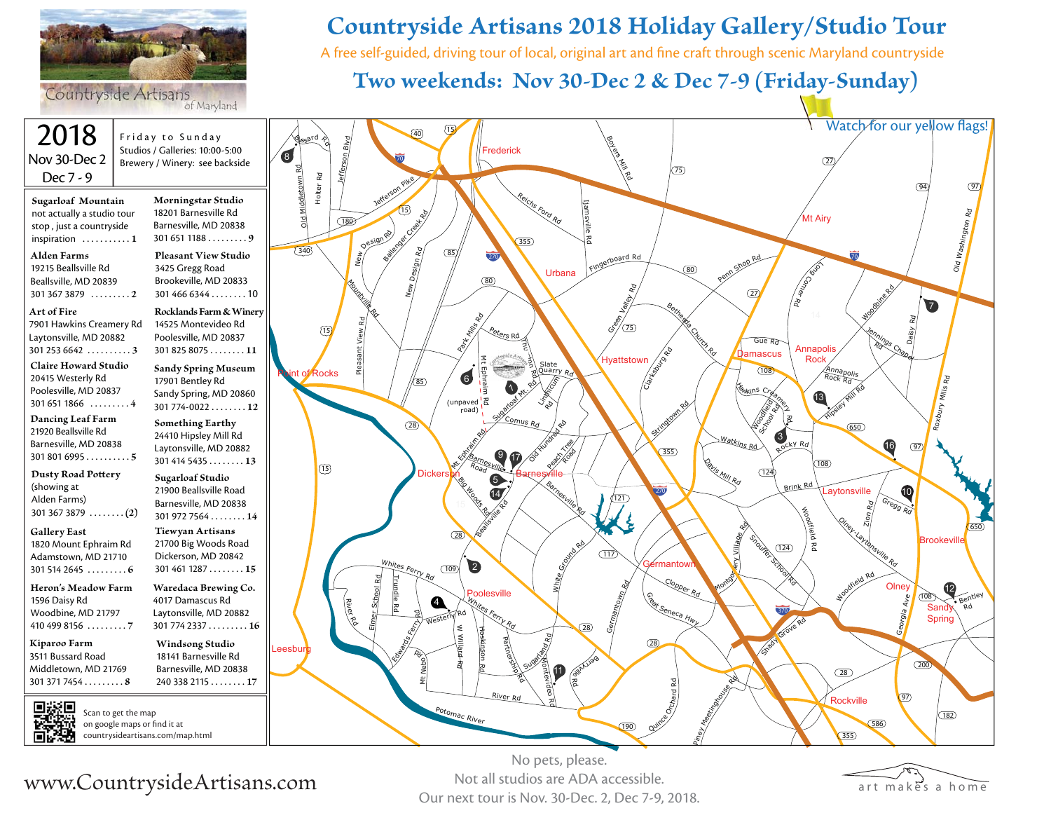# Countryside Artisans 2018 Holiday Gallery/Studio Tour

A free self-guided, driving tour of local, original art and fine craft through scenic Maryland countryside

## Two weekends: Nov 30-Dec 2 & Dec 7-9 (Friday-Sunday)

Countryside Artisans of Maryland

**2018**
Nov 30-Dec 2
Dec 7 - 9

Friday to Sunday
Studios / Galleries: 10:00-5:00
Brewery / Winery: see backside

**Sugarloaf Mountain**
not actually a studio tour stop, just a countryside inspiration ........... 1

**Alden Farms**
19215 Beallsville Rd
Beallsville, MD 20839
301 367 3879 ......... 2

**Art of Fire**
7901 Hawkins Creamery Rd
Laytonsville, MD 20882
301 253 6642 .......... 3

**Claire Howard Studio**
20415 Westerly Rd
Poolesville, MD 20837
301 651 1866 ......... 4

**Dancing Leaf Farm**
21920 Beallsville Rd
Barnesville, MD 20838
301 801 6995 .......... 5

**Dusty Road Pottery**
(showing at Alden Farms)
301 367 3879 ........ (2)

**Gallery East**
1820 Mount Ephraim Rd
Adamstown, MD 21710
301 514 2645 ......... 6

**Heron's Meadow Farm**
1596 Daisy Rd
Woodbine, MD 21797
410 499 8156 ......... 7

**Kiparoo Farm**
3511 Bussard Road
Middletown, MD 21769
301 371 7454 ......... 8

**Morningstar Studio**
18201 Barnesville Rd
Barnesville, MD 20838
301 651 1188 ......... 9

**Pleasant View Studio**
3425 Gregg Road
Brookeville, MD 20833
301 466 6344 ........ 10

**Rocklands Farm & Winery**
14525 Montevideo Rd
Poolesville, MD 20837
301 825 8075 ........ 11

**Sandy Spring Museum**
17901 Bentley Rd
Sandy Spring, MD 20860
301 774-0022 ........ 12

**Something Earthy**
24410 Hipsley Mill Rd
Laytonsville, MD 20882
301 414 5435 ........ 13

**Sugarloaf Studio**
21900 Beallsville Road
Barnesville, MD 20838
301 972 7564 ........ 14

**Tiewyan Artisans**
21700 Big Woods Road
Dickerson, MD 20842
301 461 1287 ........ 15

**Waredaca Brewing Co.**
4017 Damascus Rd
Laytonsville, MD 20882
301 774 2337 ......... 16

**Windsong Studio**
18141 Barnesville Rd
Barnesville, MD 20838
240 338 2115 ........ 17

Scan to get the map on google maps or find it at countrysideartisans.com/map.html

Watch for our yellow flags!

www.CountrysideArtisans.com

No pets, please.
Not all studios are ADA accessible.
Our next tour is Nov. 30-Dec. 2, Dec 7-9, 2018.

art makes a home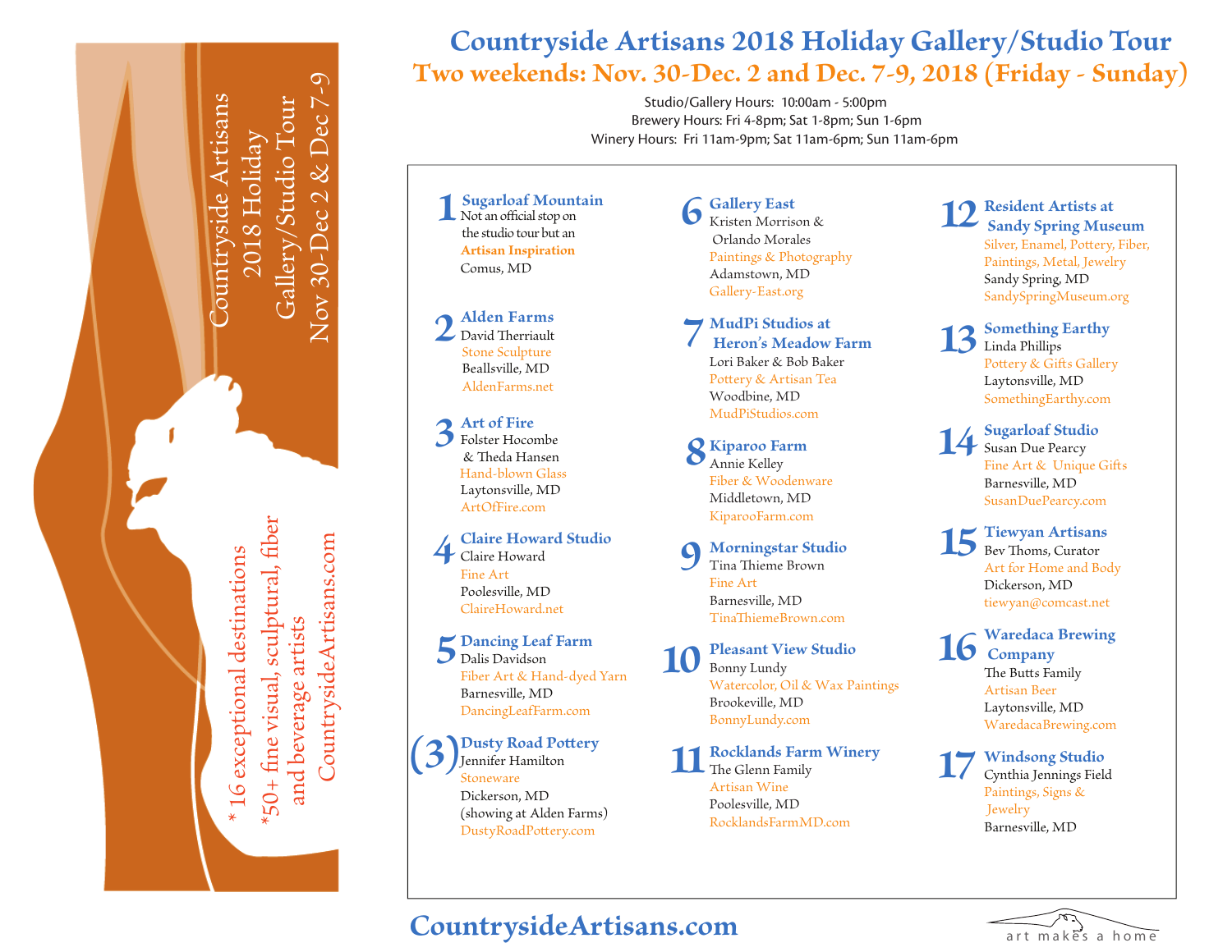Countryside Artisans
2018 Holiday
Gallery/Studio Tour
Nov 30-Dec 2 & Dec 7-9

* 16 exceptional destinations
*50+ fine visual, sculptural, fiber and beverage artists
CountrysideArtisans.com

# Countryside Artisans 2018 Holiday Gallery/Studio Tour

## Two weekends: Nov. 30-Dec. 2 and Dec. 7-9, 2018 (Friday - Sunday)

Studio/Gallery Hours: 10:00am - 5:00pm
Brewery Hours: Fri 4-8pm; Sat 1-8pm; Sun 1-6pm
Winery Hours: Fri 11am-9pm; Sat 11am-6pm; Sun 11am-6pm

**1 Sugarloaf Mountain**
Not an official stop on the studio tour but an **Artisan Inspiration**
Comus, MD

**2 Alden Farms**
David Therriault
Stone Sculpture
Beallsville, MD
AldenFarms.net

**3 Art of Fire**
Folster Hocombe & Theda Hansen
Hand-blown Glass
Laytonsville, MD
ArtOfFire.com

**4 Claire Howard Studio**
Claire Howard
Fine Art
Poolesville, MD
ClaireHoward.net

**5 Dancing Leaf Farm**
Dalis Davidson
Fiber Art & Hand-dyed Yarn
Barnesville, MD
DancingLeafFarm.com

**(3) Dusty Road Pottery**
Jennifer Hamilton
Stoneware
Dickerson, MD
(showing at Alden Farms)
DustyRoadPottery.com

**6 Gallery East**
Kristen Morrison & Orlando Morales
Paintings & Photography
Adamstown, MD
Gallery-East.org

**7 MudPi Studios at Heron's Meadow Farm**
Lori Baker & Bob Baker
Pottery & Artisan Tea
Woodbine, MD
MudPiStudios.com

**8 Kiparoo Farm**
Annie Kelley
Fiber & Woodenware
Middletown, MD
KiparooFarm.com

**9 Morningstar Studio**
Tina Thieme Brown
Fine Art
Barnesville, MD
TinaThiemeBrown.com

**10 Pleasant View Studio**
Bonny Lundy
Watercolor, Oil & Wax Paintings
Brookeville, MD
BonnyLundy.com

**11 Rocklands Farm Winery**
The Glenn Family
Artisan Wine
Poolesville, MD
RocklandsFarmMD.com

**12 Resident Artists at Sandy Spring Museum**
Silver, Enamel, Pottery, Fiber, Paintings, Metal, Jewelry
Sandy Spring, MD
SandySpringMuseum.org

**13 Something Earthy**
Linda Phillips
Pottery & Gifts Gallery
Laytonsville, MD
SomethingEarthy.com

**14 Sugarloaf Studio**
Susan Due Pearcy
Fine Art & Unique Gifts
Barnesville, MD
SusanDuePearcy.com

**15 Tiewyan Artisans**
Bev Thoms, Curator
Art for Home and Body
Dickerson, MD
tiewyan@comcast.net

**16 Waredaca Brewing Company**
The Butts Family
Artisan Beer
Laytonsville, MD
WaredacaBrewing.com

**17 Windsong Studio**
Cynthia Jennings Field
Paintings, Signs & Jewelry
Barnesville, MD

**CountrysideArtisans.com**

art makes a home